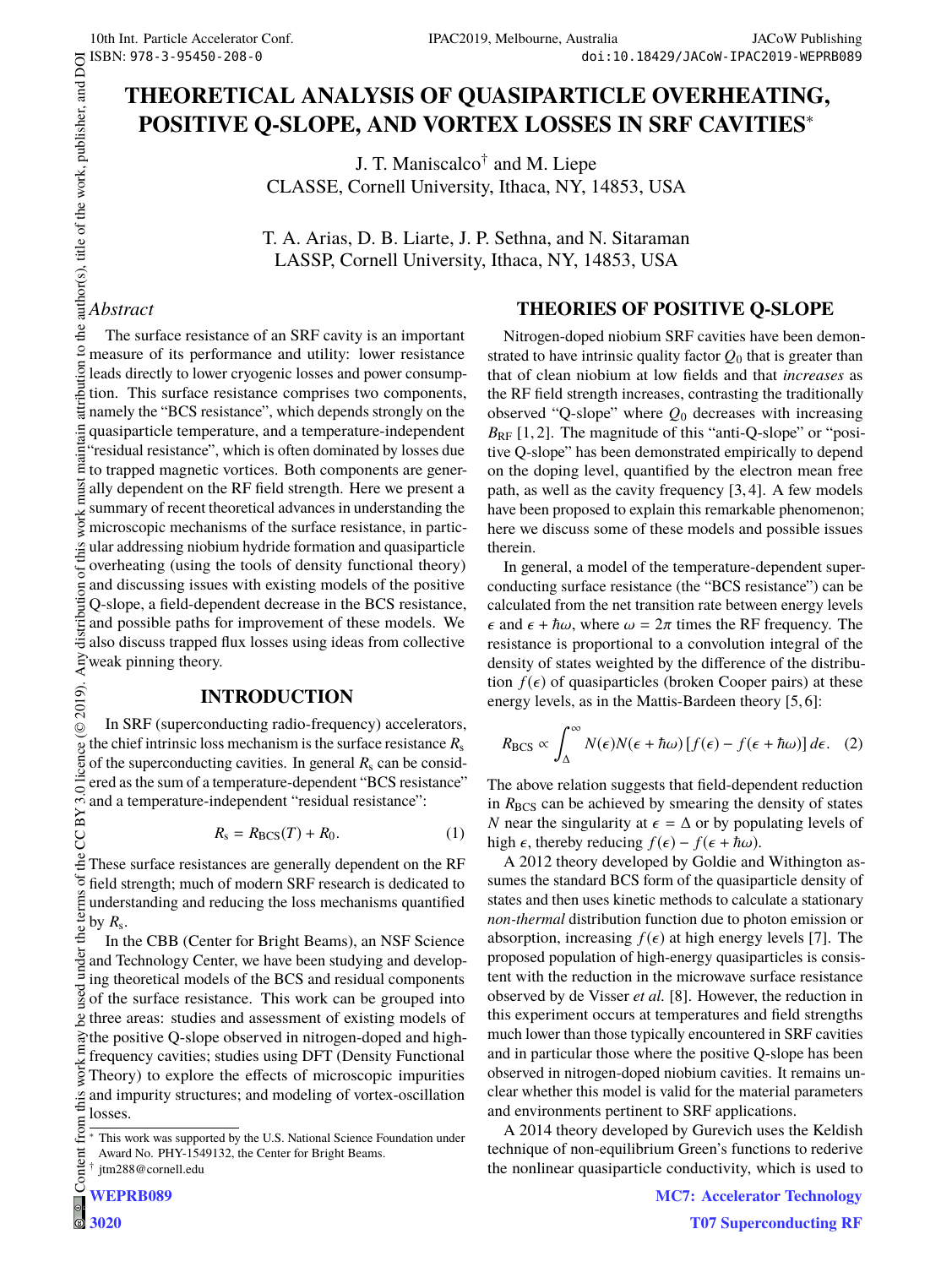# THEORETICAL ANALYSIS OF QUASIPARTICLE OVERHEATING, POSITIVE Q-SLOPE, AND VORTEX LOSSES IN SRF CAVITIES*

J. T. Maniscalco† and M. Liepe
CLASSE, Cornell University, Ithaca, NY, 14853, USA

T. A. Arias, D. B. Liarte, J. P. Sethna, and N. Sitaraman
LASSP, Cornell University, Ithaca, NY, 14853, USA

*Abstract*

The surface resistance of an SRF cavity is an important measure of its performance and utility: lower resistance leads directly to lower cryogenic losses and power consumption. This surface resistance comprises two components, namely the "BCS resistance", which depends strongly on the quasiparticle temperature, and a temperature-independent "residual resistance", which is often dominated by losses due to trapped magnetic vortices. Both components are generally dependent on the RF field strength. Here we present a summary of recent theoretical advances in understanding the microscopic mechanisms of the surface resistance, in particular addressing niobium hydride formation and quasiparticle overheating (using the tools of density functional theory) and discussing issues with existing models of the positive Q-slope, a field-dependent decrease in the BCS resistance, and possible paths for improvement of these models. We also discuss trapped flux losses using ideas from collective weak pinning theory.

## INTRODUCTION

In SRF (superconducting radio-frequency) accelerators, the chief intrinsic loss mechanism is the surface resistance $R_\mathrm{s}$ of the superconducting cavities. In general $R_\mathrm{s}$ can be considered as the sum of a temperature-dependent "BCS resistance" and a temperature-independent "residual resistance":

$$R_\mathrm{s} = R_\mathrm{BCS}(T) + R_0. \tag{1}$$

These surface resistances are generally dependent on the RF field strength; much of modern SRF research is dedicated to understanding and reducing the loss mechanisms quantified by $R_\mathrm{s}$.

In the CBB (Center for Bright Beams), an NSF Science and Technology Center, we have been studying and developing theoretical models of the BCS and residual components of the surface resistance. This work can be grouped into three areas: studies and assessment of existing models of the positive Q-slope observed in nitrogen-doped and high-frequency cavities; studies using DFT (Density Functional Theory) to explore the effects of microscopic impurities and impurity structures; and modeling of vortex-oscillation losses.

## THEORIES OF POSITIVE Q-SLOPE

Nitrogen-doped niobium SRF cavities have been demonstrated to have intrinsic quality factor $Q_0$ that is greater than that of clean niobium at low fields and that *increases* as the RF field strength increases, contrasting the traditionally observed "Q-slope" where $Q_0$ decreases with increasing $B_\mathrm{RF}$ [1, 2]. The magnitude of this "anti-Q-slope" or "positive Q-slope" has been demonstrated empirically to depend on the doping level, quantified by the electron mean free path, as well as the cavity frequency [3, 4]. A few models have been proposed to explain this remarkable phenomenon; here we discuss some of these models and possible issues therein.

In general, a model of the temperature-dependent superconducting surface resistance (the "BCS resistance") can be calculated from the net transition rate between energy levels $\epsilon$ and $\epsilon + \hbar\omega$, where $\omega = 2\pi$ times the RF frequency. The resistance is proportional to a convolution integral of the density of states weighted by the difference of the distribution $f(\epsilon)$ of quasiparticles (broken Cooper pairs) at these energy levels, as in the Mattis-Bardeen theory [5, 6]:

$$R_\mathrm{BCS} \propto \int_\Delta^\infty N(\epsilon)N(\epsilon + \hbar\omega)\left[f(\epsilon) - f(\epsilon + \hbar\omega)\right]d\epsilon. \tag{2}$$

The above relation suggests that field-dependent reduction in $R_\mathrm{BCS}$ can be achieved by smearing the density of states $N$ near the singularity at $\epsilon = \Delta$ or by populating levels of high $\epsilon$, thereby reducing $f(\epsilon) - f(\epsilon + \hbar\omega)$.

A 2012 theory developed by Goldie and Withington assumes the standard BCS form of the quasiparticle density of states and then uses kinetic methods to calculate a stationary *non-thermal* distribution function due to photon emission or absorption, increasing $f(\epsilon)$ at high energy levels [7]. The proposed population of high-energy quasiparticles is consistent with the reduction in the microwave surface resistance observed by de Visser *et al.* [8]. However, the reduction in this experiment occurs at temperatures and field strengths much lower than those typically encountered in SRF cavities and in particular those where the positive Q-slope has been observed in nitrogen-doped niobium cavities. It remains unclear whether this model is valid for the material parameters and environments pertinent to SRF applications.

A 2014 theory developed by Gurevich uses the Keldish technique of non-equilibrium Green's functions to rederive the nonlinear quasiparticle conductivity, which is used to

* This work was supported by the U.S. National Science Foundation under Award No. PHY-1549132, the Center for Bright Beams.
† jtm288@cornell.edu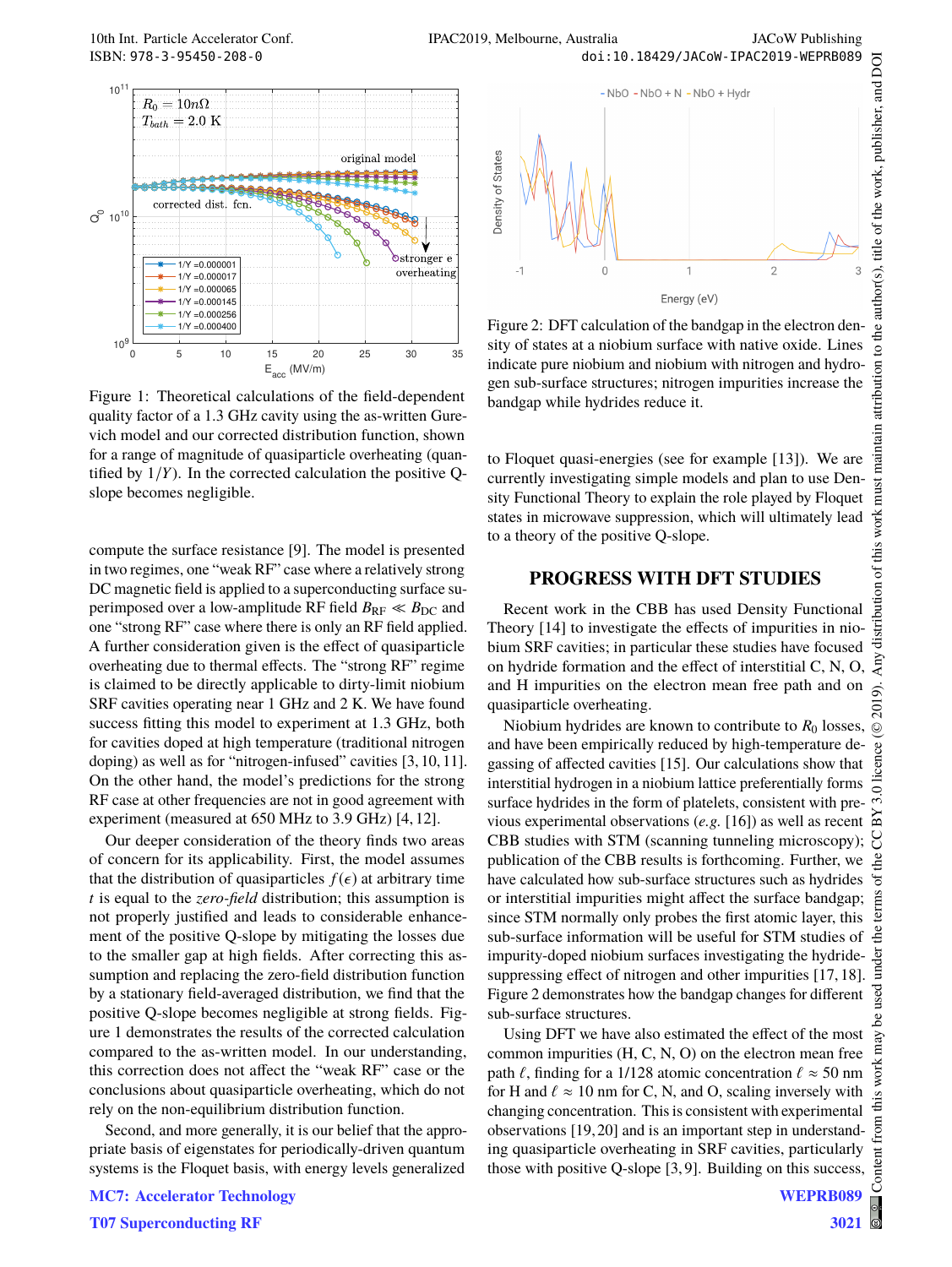Figure 1: Theoretical calculations of the field-dependent quality factor of a 1.3 GHz cavity using the as-written Gurevich model and our corrected distribution function, shown for a range of magnitude of quasiparticle overheating (quantified by $1/Y$). In the corrected calculation the positive Q-slope becomes negligible.

compute the surface resistance [9]. The model is presented in two regimes, one "weak RF" case where a relatively strong DC magnetic field is applied to a superconducting surface superimposed over a low-amplitude RF field $B_{\mathrm{RF}} \ll B_{\mathrm{DC}}$ and one "strong RF" case where there is only an RF field applied. A further consideration given is the effect of quasiparticle overheating due to thermal effects. The "strong RF" regime is claimed to be directly applicable to dirty-limit niobium SRF cavities operating near 1 GHz and 2 K. We have found success fitting this model to experiment at 1.3 GHz, both for cavities doped at high temperature (traditional nitrogen doping) as well as for "nitrogen-infused" cavities [3, 10, 11]. On the other hand, the model's predictions for the strong RF case at other frequencies are not in good agreement with experiment (measured at 650 MHz to 3.9 GHz) [4, 12].

Our deeper consideration of the theory finds two areas of concern for its applicability. First, the model assumes that the distribution of quasiparticles $f(\epsilon)$ at arbitrary time $t$ is equal to the *zero-field* distribution; this assumption is not properly justified and leads to considerable enhancement of the positive Q-slope by mitigating the losses due to the smaller gap at high fields. After correcting this assumption and replacing the zero-field distribution function by a stationary field-averaged distribution, we find that the positive Q-slope becomes negligible at strong fields. Figure 1 demonstrates the results of the corrected calculation compared to the as-written model. In our understanding, this correction does not affect the "weak RF" case or the conclusions about quasiparticle overheating, which do not rely on the non-equilibrium distribution function.

Second, and more generally, it is our belief that the appropriate basis of eigenstates for periodically-driven quantum systems is the Floquet basis, with energy levels generalized to Floquet quasi-energies (see for example [13]). We are currently investigating simple models and plan to use Density Functional Theory to explain the role played by Floquet states in microwave suppression, which will ultimately lead to a theory of the positive Q-slope.

Figure 2: DFT calculation of the bandgap in the electron density of states at a niobium surface with native oxide. Lines indicate pure niobium and niobium with nitrogen and hydrogen sub-surface structures; nitrogen impurities increase the bandgap while hydrides reduce it.

## PROGRESS WITH DFT STUDIES

Recent work in the CBB has used Density Functional Theory [14] to investigate the effects of impurities in niobium SRF cavities; in particular these studies have focused on hydride formation and the effect of interstitial C, N, O, and H impurities on the electron mean free path and on quasiparticle overheating.

Niobium hydrides are known to contribute to $R_0$ losses, and have been empirically reduced by high-temperature degassing of affected cavities [15]. Our calculations show that interstitial hydrogen in a niobium lattice preferentially forms surface hydrides in the form of platelets, consistent with previous experimental observations (*e.g.* [16]) as well as recent CBB studies with STM (scanning tunneling microscopy); publication of the CBB results is forthcoming. Further, we have calculated how sub-surface structures such as hydrides or interstitial impurities might affect the surface bandgap; since STM normally only probes the first atomic layer, this sub-surface information will be useful for STM studies of impurity-doped niobium surfaces investigating the hydride-suppressing effect of nitrogen and other impurities [17, 18]. Figure 2 demonstrates how the bandgap changes for different sub-surface structures.

Using DFT we have also estimated the effect of the most common impurities (H, C, N, O) on the electron mean free path $\ell$, finding for a 1/128 atomic concentration $\ell \approx 50$ nm for H and $\ell \approx 10$ nm for C, N, and O, scaling inversely with changing concentration. This is consistent with experimental observations [19, 20] and is an important step in understanding quasiparticle overheating in SRF cavities, particularly those with positive Q-slope [3, 9]. Building on this success,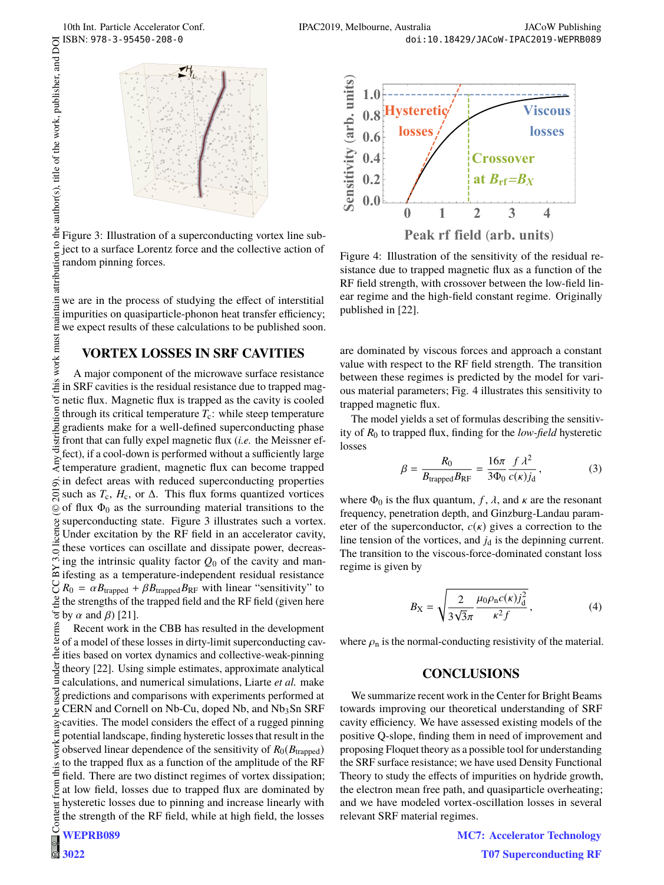Figure 3: Illustration of a superconducting vortex line subject to a surface Lorentz force and the collective action of random pinning forces.

we are in the process of studying the effect of interstitial impurities on quasiparticle-phonon heat transfer efficiency; we expect results of these calculations to be published soon.

## VORTEX LOSSES IN SRF CAVITIES

A major component of the microwave surface resistance in SRF cavities is the residual resistance due to trapped magnetic flux. Magnetic flux is trapped as the cavity is cooled through its critical temperature $T_c$: while steep temperature gradients make for a well-defined superconducting phase front that can fully expel magnetic flux (*i.e.* the Meissner effect), if a cool-down is performed without a sufficiently large temperature gradient, magnetic flux can become trapped in defect areas with reduced superconducting properties such as $T_c$, $H_c$, or $\Delta$. This flux forms quantized vortices of flux $\Phi_0$ as the surrounding material transitions to the superconducting state. Figure 3 illustrates such a vortex. Under excitation by the RF field in an accelerator cavity, these vortices can oscillate and dissipate power, decreasing the intrinsic quality factor $Q_0$ of the cavity and manifesting as a temperature-independent residual resistance $R_0 = \alpha B_{\text{trapped}} + \beta B_{\text{trapped}} B_{\text{RF}}$ with linear "sensitivity" to the strengths of the trapped field and the RF field (given here by $\alpha$ and $\beta$) [21].

Recent work in the CBB has resulted in the development of a model of these losses in dirty-limit superconducting cavities based on vortex dynamics and collective-weak-pinning theory [22]. Using simple estimates, approximate analytical calculations, and numerical simulations, Liarte *et al.* make predictions and comparisons with experiments performed at CERN and Cornell on Nb-Cu, doped Nb, and $Nb_3Sn$ SRF cavities. The model considers the effect of a rugged pinning potential landscape, finding hysteretic losses that result in the observed linear dependence of the sensitivity of $R_0(B_{\text{trapped}})$ to the trapped flux as a function of the amplitude of the RF field. There are two distinct regimes of vortex dissipation; at low field, losses due to trapped flux are dominated by hysteretic losses due to pinning and increase linearly with the strength of the RF field, while at high field, the losses are dominated by viscous forces and approach a constant value with respect to the RF field strength. The transition between these regimes is predicted by the model for various material parameters; Fig. 4 illustrates this sensitivity to trapped magnetic flux.

Figure 4: Illustration of the sensitivity of the residual resistance due to trapped magnetic flux as a function of the RF field strength, with crossover between the low-field linear regime and the high-field constant regime. Originally published in [22].

The model yields a set of formulas describing the sensitivity of $R_0$ to trapped flux, finding for the *low-field* hysteretic losses

$$\beta = \frac{R_0}{B_{\text{trapped}} B_{\text{RF}}} = \frac{16\pi}{3\Phi_0} \frac{f\,\lambda^2}{c(\kappa) j_{\text{d}}}, \tag{3}$$

where $\Phi_0$ is the flux quantum, $f$, $\lambda$, and $\kappa$ are the resonant frequency, penetration depth, and Ginzburg-Landau parameter of the superconductor, $c(\kappa)$ gives a correction to the line tension of the vortices, and $j_{\text{d}}$ is the depinning current. The transition to the viscous-force-dominated constant loss regime is given by

$$B_{\text{X}} = \sqrt{\frac{2}{3\sqrt{3}\pi} \frac{\mu_0 \rho_{\text{n}} c(\kappa) j_{\text{d}}^2}{\kappa^2 f}}, \tag{4}$$

where $\rho_{\text{n}}$ is the normal-conducting resistivity of the material.

## CONCLUSIONS

We summarize recent work in the Center for Bright Beams towards improving our theoretical understanding of SRF cavity efficiency. We have assessed existing models of the positive Q-slope, finding them in need of improvement and proposing Floquet theory as a possible tool for understanding the SRF surface resistance; we have used Density Functional Theory to study the effects of impurities on hydride growth, the electron mean free path, and quasiparticle overheating; and we have modeled vortex-oscillation losses in several relevant SRF material regimes.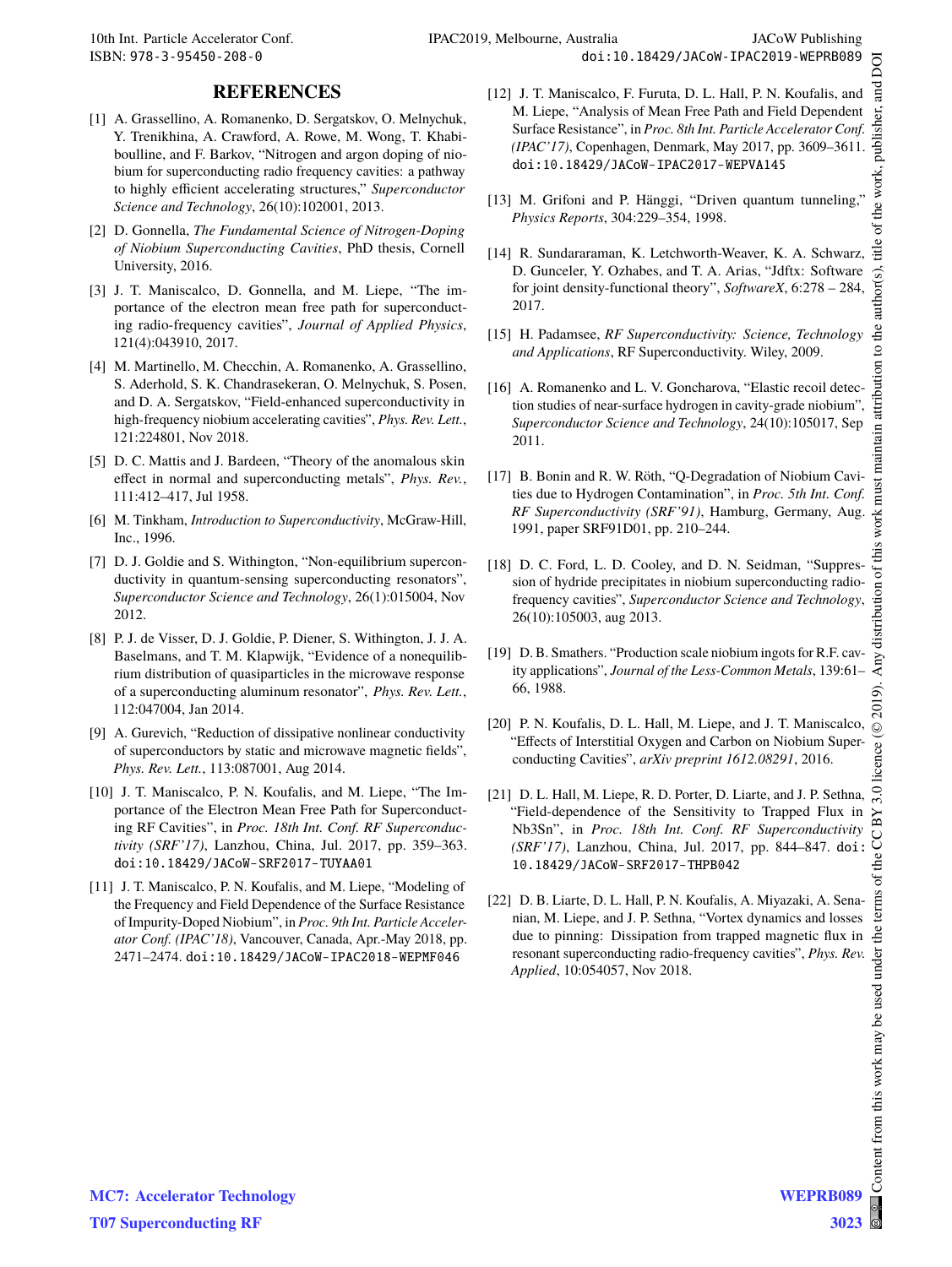## REFERENCES

[1] A. Grassellino, A. Romanenko, D. Sergatskov, O. Melnychuk, Y. Trenikhina, A. Crawford, A. Rowe, M. Wong, T. Khabiboulline, and F. Barkov, "Nitrogen and argon doping of niobium for superconducting radio frequency cavities: a pathway to highly efficient accelerating structures," *Superconductor Science and Technology*, 26(10):102001, 2013.

[2] D. Gonnella, *The Fundamental Science of Nitrogen-Doping of Niobium Superconducting Cavities*, PhD thesis, Cornell University, 2016.

[3] J. T. Maniscalco, D. Gonnella, and M. Liepe, "The importance of the electron mean free path for superconducting radio-frequency cavities", *Journal of Applied Physics*, 121(4):043910, 2017.

[4] M. Martinello, M. Checchin, A. Romanenko, A. Grassellino, S. Aderhold, S. K. Chandrasekeran, O. Melnychuk, S. Posen, and D. A. Sergatskov, "Field-enhanced superconductivity in high-frequency niobium accelerating cavities", *Phys. Rev. Lett.*, 121:224801, Nov 2018.

[5] D. C. Mattis and J. Bardeen, "Theory of the anomalous skin effect in normal and superconducting metals", *Phys. Rev.*, 111:412–417, Jul 1958.

[6] M. Tinkham, *Introduction to Superconductivity*, McGraw-Hill, Inc., 1996.

[7] D. J. Goldie and S. Withington, "Non-equilibrium superconductivity in quantum-sensing superconducting resonators", *Superconductor Science and Technology*, 26(1):015004, Nov 2012.

[8] P. J. de Visser, D. J. Goldie, P. Diener, S. Withington, J. J. A. Baselmans, and T. M. Klapwijk, "Evidence of a nonequilibrium distribution of quasiparticles in the microwave response of a superconducting aluminum resonator", *Phys. Rev. Lett.*, 112:047004, Jan 2014.

[9] A. Gurevich, "Reduction of dissipative nonlinear conductivity of superconductors by static and microwave magnetic fields", *Phys. Rev. Lett.*, 113:087001, Aug 2014.

[10] J. T. Maniscalco, P. N. Koufalis, and M. Liepe, "The Importance of the Electron Mean Free Path for Superconducting RF Cavities", in *Proc. 18th Int. Conf. RF Superconductivity (SRF'17)*, Lanzhou, China, Jul. 2017, pp. 359–363. doi:10.18429/JACoW-SRF2017-TUYAA01

[11] J. T. Maniscalco, P. N. Koufalis, and M. Liepe, "Modeling of the Frequency and Field Dependence of the Surface Resistance of Impurity-Doped Niobium", in *Proc. 9th Int. Particle Accelerator Conf. (IPAC'18)*, Vancouver, Canada, Apr.-May 2018, pp. 2471–2474. doi:10.18429/JACoW-IPAC2018-WEPMF046

[12] J. T. Maniscalco, F. Furuta, D. L. Hall, P. N. Koufalis, and M. Liepe, "Analysis of Mean Free Path and Field Dependent Surface Resistance", in *Proc. 8th Int. Particle Accelerator Conf. (IPAC'17)*, Copenhagen, Denmark, May 2017, pp. 3609–3611. doi:10.18429/JACoW-IPAC2017-WEPVA145

[13] M. Grifoni and P. Hänggi, "Driven quantum tunneling," *Physics Reports*, 304:229–354, 1998.

[14] R. Sundararaman, K. Letchworth-Weaver, K. A. Schwarz, D. Gunceler, Y. Ozhabes, and T. A. Arias, "Jdftx: Software for joint density-functional theory", *SoftwareX*, 6:278 – 284, 2017.

[15] H. Padamsee, *RF Superconductivity: Science, Technology and Applications*, RF Superconductivity. Wiley, 2009.

[16] A. Romanenko and L. V. Goncharova, "Elastic recoil detection studies of near-surface hydrogen in cavity-grade niobium", *Superconductor Science and Technology*, 24(10):105017, Sep 2011.

[17] B. Bonin and R. W. Röth, "Q-Degradation of Niobium Cavities due to Hydrogen Contamination", in *Proc. 5th Int. Conf. RF Superconductivity (SRF'91)*, Hamburg, Germany, Aug. 1991, paper SRF91D01, pp. 210–244.

[18] D. C. Ford, L. D. Cooley, and D. N. Seidman, "Suppression of hydride precipitates in niobium superconducting radio-frequency cavities", *Superconductor Science and Technology*, 26(10):105003, aug 2013.

[19] D. B. Smathers. "Production scale niobium ingots for R.F. cavity applications", *Journal of the Less-Common Metals*, 139:61–66, 1988.

[20] P. N. Koufalis, D. L. Hall, M. Liepe, and J. T. Maniscalco, "Effects of Interstitial Oxygen and Carbon on Niobium Superconducting Cavities", *arXiv preprint 1612.08291*, 2016.

[21] D. L. Hall, M. Liepe, R. D. Porter, D. Liarte, and J. P. Sethna, "Field-dependence of the Sensitivity to Trapped Flux in Nb3Sn", in *Proc. 18th Int. Conf. RF Superconductivity (SRF'17)*, Lanzhou, China, Jul. 2017, pp. 844–847. doi:10.18429/JACoW-SRF2017-THPB042

[22] D. B. Liarte, D. L. Hall, P. N. Koufalis, A. Miyazaki, A. Senanian, M. Liepe, and J. P. Sethna, "Vortex dynamics and losses due to pinning: Dissipation from trapped magnetic flux in resonant superconducting radio-frequency cavities", *Phys. Rev. Applied*, 10:054057, Nov 2018.